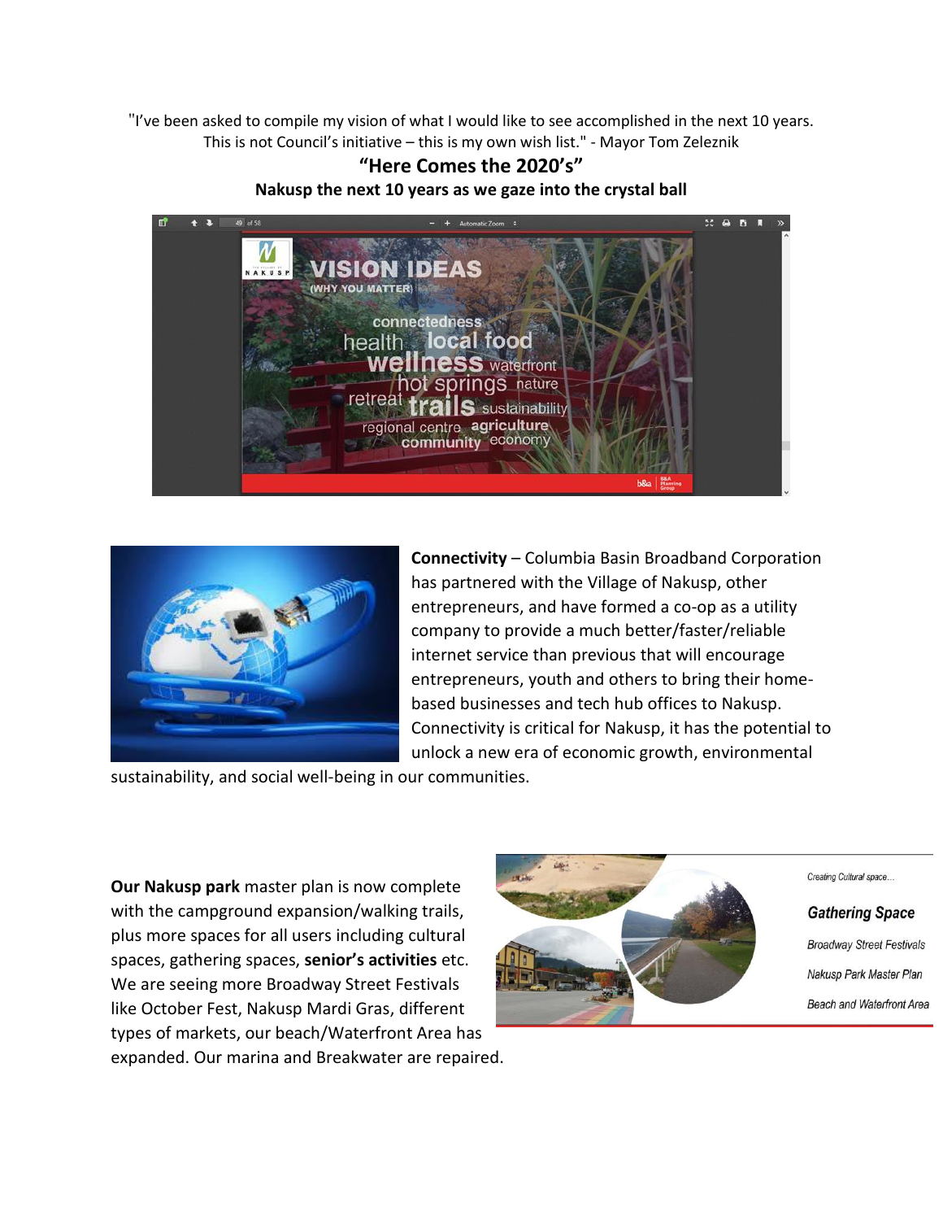"I've been asked to compile my vision of what I would like to see accomplished in the next 10 years. This is not Council's initiative – this is my own wish list." - Mayor Tom Zeleznik

## "Here Comes the 2020's"

**Nakusp the next 10 years as we gaze into the crystal ball**

**Connectivity** – Columbia Basin Broadband Corporation has partnered with the Village of Nakusp, other entrepreneurs, and have formed a co-op as a utility company to provide a much better/faster/reliable internet service than previous that will encourage entrepreneurs, youth and others to bring their home-based businesses and tech hub offices to Nakusp. Connectivity is critical for Nakusp, it has the potential to unlock a new era of economic growth, environmental sustainability, and social well-being in our communities.

**Our Nakusp park** master plan is now complete with the campground expansion/walking trails, plus more spaces for all users including cultural spaces, gathering spaces, **senior's activities** etc. We are seeing more Broadway Street Festivals like October Fest, Nakusp Mardi Gras, different types of markets, our beach/Waterfront Area has expanded. Our marina and Breakwater are repaired.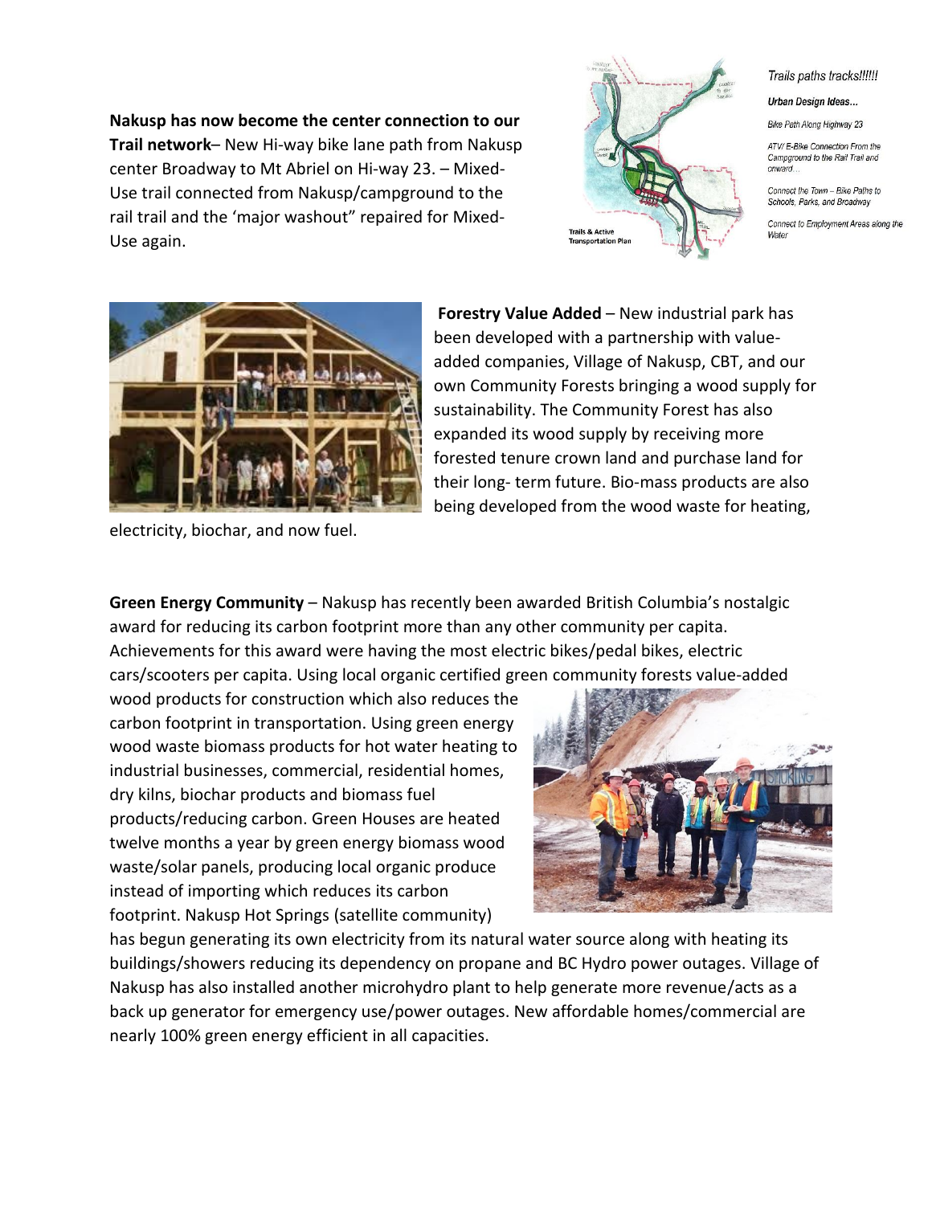**Nakusp has now become the center connection to our Trail network**– New Hi-way bike lane path from Nakusp center Broadway to Mt Abriel on Hi-way 23. – Mixed-Use trail connected from Nakusp/campground to the rail trail and the 'major washout" repaired for Mixed-Use again.

*Trails paths tracks!!!!!!*

***Urban Design Ideas...***

*Bike Path Along Highway 23*

*ATV/ E-Bike Connection From the Campground to the Rail Trail and onward...*

*Connect the Town – Bike Paths to Schools, Parks, and Broadway*

*Connect to Employment Areas along the Water*

**Forestry Value Added** – New industrial park has been developed with a partnership with value-added companies, Village of Nakusp, CBT, and our own Community Forests bringing a wood supply for sustainability. The Community Forest has also expanded its wood supply by receiving more forested tenure crown land and purchase land for their long- term future. Bio-mass products are also being developed from the wood waste for heating, electricity, biochar, and now fuel.

**Green Energy Community** – Nakusp has recently been awarded British Columbia's nostalgic award for reducing its carbon footprint more than any other community per capita. Achievements for this award were having the most electric bikes/pedal bikes, electric cars/scooters per capita. Using local organic certified green community forests value-added wood products for construction which also reduces the carbon footprint in transportation. Using green energy wood waste biomass products for hot water heating to industrial businesses, commercial, residential homes, dry kilns, biochar products and biomass fuel products/reducing carbon. Green Houses are heated twelve months a year by green energy biomass wood waste/solar panels, producing local organic produce instead of importing which reduces its carbon footprint. Nakusp Hot Springs (satellite community) has begun generating its own electricity from its natural water source along with heating its buildings/showers reducing its dependency on propane and BC Hydro power outages. Village of Nakusp has also installed another microhydro plant to help generate more revenue/acts as a back up generator for emergency use/power outages. New affordable homes/commercial are nearly 100% green energy efficient in all capacities.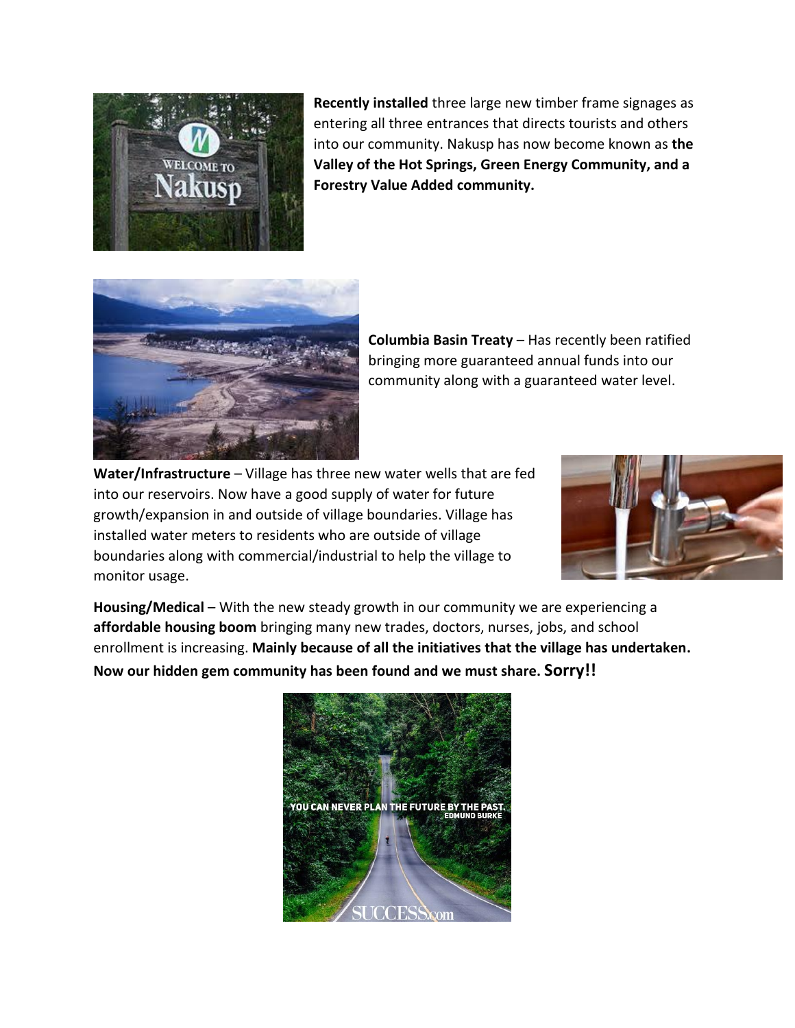**Recently installed** three large new timber frame signages as entering all three entrances that directs tourists and others into our community. Nakusp has now become known as **the Valley of the Hot Springs, Green Energy Community, and a Forestry Value Added community.**

**Columbia Basin Treaty** – Has recently been ratified bringing more guaranteed annual funds into our community along with a guaranteed water level.

**Water/Infrastructure** – Village has three new water wells that are fed into our reservoirs. Now have a good supply of water for future growth/expansion in and outside of village boundaries. Village has installed water meters to residents who are outside of village boundaries along with commercial/industrial to help the village to monitor usage.

**Housing/Medical** – With the new steady growth in our community we are experiencing a **affordable housing boom** bringing many new trades, doctors, nurses, jobs, and school enrollment is increasing. **Mainly because of all the initiatives that the village has undertaken. Now our hidden gem community has been found and we must share. Sorry!!**